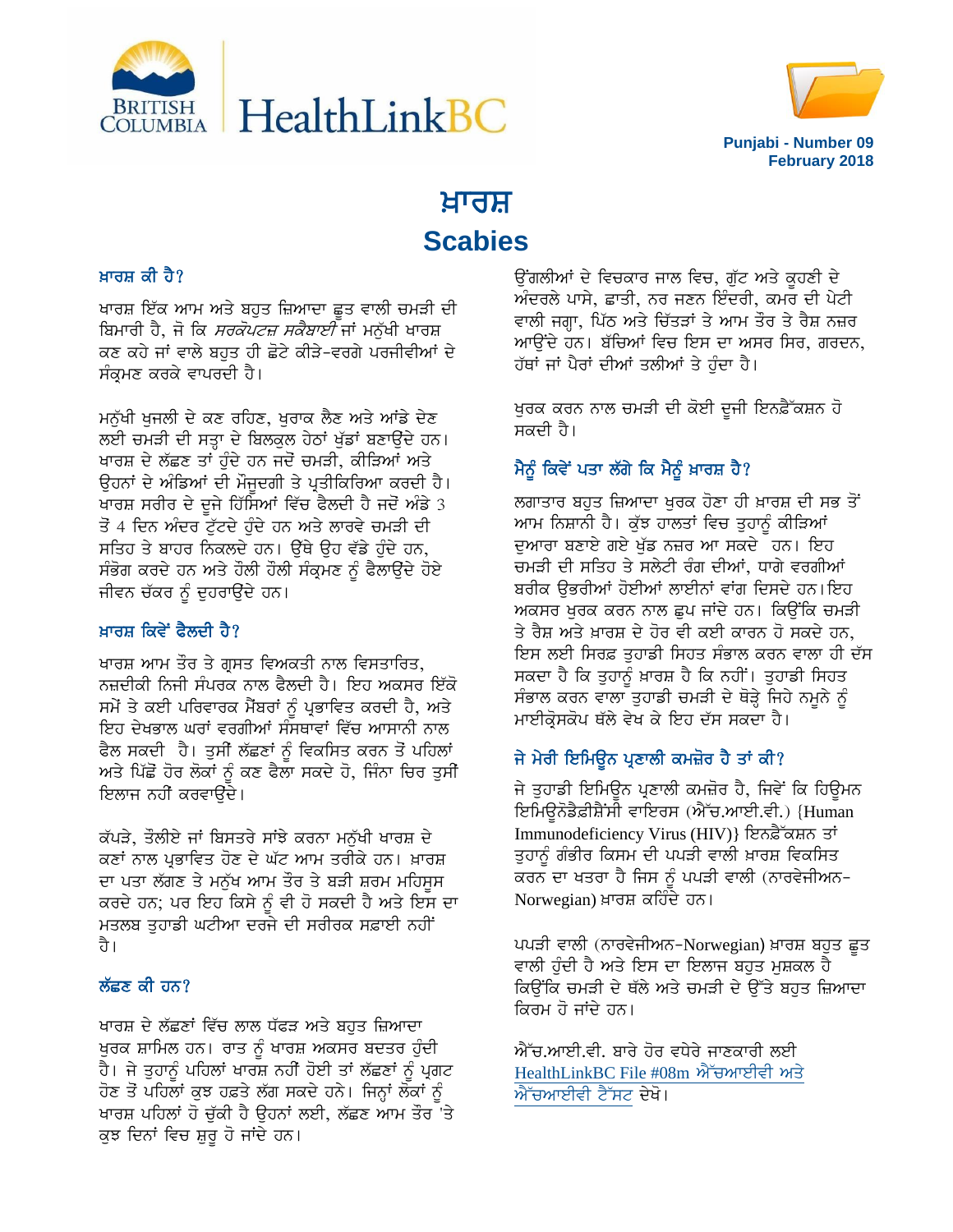BRITISH COLUMBIA HealthLinkBC

**Punjabi - Number 09**
**February 2018**

# ਖ਼ਾਰਸ਼
# Scabies

## ਖ਼ਾਰਸ਼ ਕੀ ਹੈ?

ਖਾਰਸ਼ ਇੱਕ ਆਮ ਅਤੇ ਬਹੁਤ ਜ਼ਿਆਦਾ ਛੂਤ ਵਾਲੀ ਚਮੜੀ ਦੀ ਬਿਮਾਰੀ ਹੈ, ਜੋ ਕਿ *ਸਰਕੋਪਟਜ਼ ਸਕੈਬਾਈ* ਜਾਂ ਮਨੁੱਖੀ ਖਾਰਸ਼ ਕਣ ਕਹੇ ਜਾਂ ਵਾਲੇ ਬਹੁਤ ਹੀ ਛੋਟੇ ਕੀੜੇ-ਵਰਗੇ ਪਰਜੀਵੀਆਂ ਦੇ ਸੰਕ੍ਰਮਣ ਕਰਕੇ ਵਾਪਰਦੀ ਹੈ।

ਮਨੁੱਖੀ ਖੁਜਲੀ ਦੇ ਕਣ ਰਹਿਣ, ਖੁਰਾਕ ਲੈਣ ਅਤੇ ਆਂਡੇ ਦੇਣ ਲਈ ਚਮੜੀ ਦੀ ਸਤ੍ਹਾ ਦੇ ਬਿਲਕੁਲ ਹੇਠਾਂ ਖੁੱਡਾਂ ਬਣਾਉਂਦੇ ਹਨ। ਖਾਰਸ਼ ਦੇ ਲੱਛਣ ਤਾਂ ਹੁੰਦੇ ਹਨ ਜਦੋਂ ਚਮੜੀ, ਕੀੜਿਆਂ ਅਤੇ ਉਹਨਾਂ ਦੇ ਅੰਡਿਆਂ ਦੀ ਮੌਜੂਦਗੀ ਤੇ ਪ੍ਰਤੀਕਿਰਿਆ ਕਰਦੀ ਹੈ। ਖਾਰਸ਼ ਸਰੀਰ ਦੇ ਦੂਜੇ ਹਿੱਸਿਆਂ ਵਿੱਚ ਫੈਲਦੀ ਹੈ ਜਦੋਂ ਅੰਡੇ 3 ਤੋਂ 4 ਦਿਨ ਅੰਦਰ ਟੁੱਟਦੇ ਹੁੰਦੇ ਹਨ ਅਤੇ ਲਾਰਵੇ ਚਮੜੀ ਦੀ ਸਤਿਹ ਤੇ ਬਾਹਰ ਨਿਕਲਦੇ ਹਨ। ਉਥੇ ਉਹ ਵੱਡੇ ਹੁੰਦੇ ਹਨ, ਸੰਭੋਗ ਕਰਦੇ ਹਨ ਅਤੇ ਹੌਲੀ ਹੌਲੀ ਸੰਕ੍ਰਮਣ ਨੂੰ ਫੈਲਾਉਂਦੇ ਹੋਏ ਜੀਵਨ ਚੱਕਰ ਨੂੰ ਦੁਹਰਾਉਂਦੇ ਹਨ।

## ਖ਼ਾਰਸ਼ ਕਿਵੇਂ ਫੈਲਦੀ ਹੈ?

ਖਾਰਸ਼ ਆਮ ਤੌਰ ਤੇ ਗ੍ਰਸਤ ਵਿਅਕਤੀ ਨਾਲ ਵਿਸਤਾਰਿਤ, ਨਜ਼ਦੀਕੀ ਨਿਜੀ ਸੰਪਰਕ ਨਾਲ ਫੈਲਦੀ ਹੈ। ਇਹ ਅਕਸਰ ਇੱਕੋ ਸਮੇਂ ਤੇ ਕਈ ਪਰਿਵਾਰਕ ਮੈਂਬਰਾਂ ਨੂੰ ਪ੍ਰਭਾਵਿਤ ਕਰਦੀ ਹੈ, ਅਤੇ ਇਹ ਦੇਖਭਾਲ ਘਰਾਂ ਵਰਗੀਆਂ ਸੰਸਥਾਵਾਂ ਵਿੱਚ ਆਸਾਨੀ ਨਾਲ ਫੈਲ ਸਕਦੀ ਹੈ। ਤੁਸੀਂ ਲੱਛਣਾਂ ਨੂੰ ਵਿਕਸਿਤ ਕਰਨ ਤੋਂ ਪਹਿਲਾਂ ਅਤੇ ਪਿੱਛੋਂ ਹੋਰ ਲੋਕਾਂ ਨੂੰ ਕਣ ਫੈਲਾ ਸਕਦੇ ਹੋ, ਜਿੰਨਾ ਚਿਰ ਤੁਸੀਂ ਇਲਾਜ ਨਹੀਂ ਕਰਵਾਉਂਦੇ।

ਕੱਪੜੇ, ਤੌਲੀਏ ਜਾਂ ਬਿਸਤਰੇ ਸਾਂਝੇ ਕਰਨਾ ਮਨੁੱਖੀ ਖਾਰਸ਼ ਦੇ ਕਣਾਂ ਨਾਲ ਪ੍ਰਭਾਵਿਤ ਹੋਣ ਦੇ ਘੱਟ ਆਮ ਤਰੀਕੇ ਹਨ। ਖ਼ਾਰਸ਼ ਦਾ ਪਤਾ ਲੱਗਣ ਤੇ ਮਨੁੱਖ ਆਮ ਤੌਰ ਤੇ ਬੜੀ ਸ਼ਰਮ ਮਹਿਸੂਸ ਕਰਦੇ ਹਨ; ਪਰ ਇਹ ਕਿਸੇ ਨੂੰ ਵੀ ਹੋ ਸਕਦੀ ਹੈ ਅਤੇ ਇਸ ਦਾ ਮਤਲਬ ਤੁਹਾਡੀ ਘਟੀਆ ਦਰਜੇ ਦੀ ਸਰੀਰਕ ਸਫ਼ਾਈ ਨਹੀਂ ਹੈ।

## ਲੱਛਣ ਕੀ ਹਨ?

ਖਾਰਸ਼ ਦੇ ਲੱਛਣਾਂ ਵਿੱਚ ਲਾਲ ਧੱਫੜ ਅਤੇ ਬਹੁਤ ਜ਼ਿਆਦਾ ਖੁਰਕ ਸ਼ਾਮਿਲ ਹਨ। ਰਾਤ ਨੂੰ ਖਾਰਸ਼ ਅਕਸਰ ਬਦਤਰ ਹੁੰਦੀ ਹੈ। ਜੇ ਤੁਹਾਨੂੰ ਪਹਿਲਾਂ ਖਾਰਸ਼ ਨਹੀਂ ਹੋਈ ਤਾਂ ਲੱਛਣਾਂ ਨੂੰ ਪ੍ਰਗਟ ਹੋਣ ਤੋਂ ਪਹਿਲਾਂ ਕੁਝ ਹਫ਼ਤੇ ਲੱਗ ਸਕਦੇ ਹਨੇ। ਜਿਨ੍ਹਾਂ ਲੋਕਾਂ ਨੂੰ ਖਾਰਸ਼ ਪਹਿਲਾਂ ਹੋ ਚੁੱਕੀ ਹੈ ਉਹਨਾਂ ਲਈ, ਲੱਛਣ ਆਮ ਤੌਰ 'ਤੇ ਕੁਝ ਦਿਨਾਂ ਵਿਚ ਸ਼ੁਰੂ ਹੋ ਜਾਂਦੇ ਹਨ।

ਉਂਗਲੀਆਂ ਦੇ ਵਿਚਕਾਰ ਜਾਲ ਵਿਚ, ਗੁੱਟ ਅਤੇ ਕੂਹਣੀ ਦੇ ਅੰਦਰਲੇ ਪਾਸੇ, ਛਾਤੀ, ਨਰ ਜਣਨ ਇੰਦਰੀ, ਕਮਰ ਦੀ ਪੇਟੀ ਵਾਲੀ ਜਗ੍ਹਾ, ਪਿੱਠ ਅਤੇ ਚਿੱਤੜਾਂ ਤੇ ਆਮ ਤੌਰ ਤੇ ਰੈਸ਼ ਨਜ਼ਰ ਆਉਂਦੇ ਹਨ। ਬੱਚਿਆਂ ਵਿਚ ਇਸ ਦਾ ਅਸਰ ਸਿਰ, ਗਰਦਨ, ਹੱਥਾਂ ਜਾਂ ਪੈਰਾਂ ਦੀਆਂ ਤਲੀਆਂ ਤੇ ਹੁੰਦਾ ਹੈ।

ਖੁਰਕ ਕਰਨ ਨਾਲ ਚਮੜੀ ਦੀ ਕੋਈ ਦੂਜੀ ਇਨਫ਼ੈੱਕਸ਼ਨ ਹੋ ਸਕਦੀ ਹੈ।

## ਮੈਨੂੰ ਕਿਵੇਂ ਪਤਾ ਲੱਗੇ ਕਿ ਮੈਨੂੰ ਖ਼ਾਰਸ਼ ਹੈ?

ਲਗਾਤਾਰ ਬਹੁਤ ਜ਼ਿਆਦਾ ਖੁਰਕ ਹੋਣਾ ਹੀ ਖ਼ਾਰਸ਼ ਦੀ ਸਭ ਤੋਂ ਆਮ ਨਿਸ਼ਾਨੀ ਹੈ। ਕੁੱਝ ਹਾਲਤਾਂ ਵਿਚ ਤੁਹਾਨੂੰ ਕੀੜਿਆਂ ਦੁਆਰਾ ਬਣਾਏ ਗਏ ਖੁੱਡ ਨਜ਼ਰ ਆ ਸਕਦੇ ਹਨ। ਇਹ ਚਮੜੀ ਦੀ ਸਤਿਹ ਤੇ ਸਲੇਟੀ ਰੰਗ ਦੀਆਂ, ਧਾਗੇ ਵਰਗੀਆਂ ਬਰੀਕ ਉਭਰੀਆਂ ਹੋਈਆਂ ਲਾਈਨਾਂ ਵਾਂਗ ਦਿਸਦੇ ਹਨ।ਇਹ ਅਕਸਰ ਖੁਰਕ ਕਰਨ ਨਾਲ ਛੁਪ ਜਾਂਦੇ ਹਨ। ਕਿਉਂਕਿ ਚਮੜੀ ਤੇ ਰੈਸ਼ ਅਤੇ ਖ਼ਾਰਸ਼ ਦੇ ਹੋਰ ਵੀ ਕਈ ਕਾਰਨ ਹੋ ਸਕਦੇ ਹਨ, ਇਸ ਲਈ ਸਿਰਫ਼ ਤੁਹਾਡੀ ਸਿਹਤ ਸੰਭਾਲ ਕਰਨ ਵਾਲਾ ਹੀ ਦੱਸ ਸਕਦਾ ਹੈ ਕਿ ਤੁਹਾਨੂੰ ਖ਼ਾਰਸ਼ ਹੈ ਕਿ ਨਹੀਂ। ਤੁਹਾਡੀ ਸਿਹਤ ਸੰਭਾਲ ਕਰਨ ਵਾਲਾ ਤੁਹਾਡੀ ਚਮੜੀ ਦੇ ਥੋੜ੍ਹੇ ਜਿਹੇ ਨਮੂਨੇ ਨੂੰ ਮਾਈਕ੍ਰੋਸਕੋਪ ਥੱਲੇ ਵੇਖ ਕੇ ਇਹ ਦੱਸ ਸਕਦਾ ਹੈ।

## ਜੇ ਮੇਰੀ ਇਮਿਊਨ ਪ੍ਰਣਾਲੀ ਕਮਜ਼ੋਰ ਹੈ ਤਾਂ ਕੀ?

ਜੇ ਤੁਹਾਡੀ ਇਮਿਊਨ ਪ੍ਰਣਾਲੀ ਕਮਜ਼ੋਰ ਹੈ, ਜਿਵੇਂ ਕਿ ਹਿਊਮਨ ਇਮਿਊਨੋਡੈਫ਼ੀਸ਼ੈਂਸੀ ਵਾਇਰਸ (ਐੱਚ.ਆਈ.ਵੀ.) {Human Immunodeficiency Virus (HIV)} ਇਨਫ਼ੈੱਕਸ਼ਨ ਤਾਂ ਤੁਹਾਨੂੰ ਗੰਭੀਰ ਕਿਸਮ ਦੀ ਪਪੜੀ ਵਾਲੀ ਖ਼ਾਰਸ਼ ਵਿਕਸਿਤ ਕਰਨ ਦਾ ਖਤਰਾ ਹੈ ਜਿਸ ਨੂੰ ਪਪੜੀ ਵਾਲੀ (ਨਾਰਵੇਜੀਅਨ-Norwegian) ਖ਼ਾਰਸ਼ ਕਹਿੰਦੇ ਹਨ।

ਪਪੜੀ ਵਾਲੀ (ਨਾਰਵੇਜੀਅਨ-Norwegian) ਖ਼ਾਰਸ਼ ਬਹੁਤ ਛੂਤ ਵਾਲੀ ਹੁੰਦੀ ਹੈ ਅਤੇ ਇਸ ਦਾ ਇਲਾਜ ਬਹੁਤ ਮੁਸ਼ਕਲ ਹੈ ਕਿਉਂਕਿ ਚਮੜੀ ਦੇ ਥੱਲੇ ਅਤੇ ਚਮੜੀ ਦੇ ਉੱਤੇ ਬਹੁਤ ਜ਼ਿਆਦਾ ਕਿਰਮ ਹੋ ਜਾਂਦੇ ਹਨ।

ਐੱਚ.ਆਈ.ਵੀ. ਬਾਰੇ ਹੋਰ ਵਧੇਰੇ ਜਾਣਕਾਰੀ ਲਈ HealthLinkBC File #08m ਐੱਚਆਈਵੀ ਅਤੇ ਐੱਚਆਈਵੀ ਟੈੱਸਟ ਦੇਖੋ।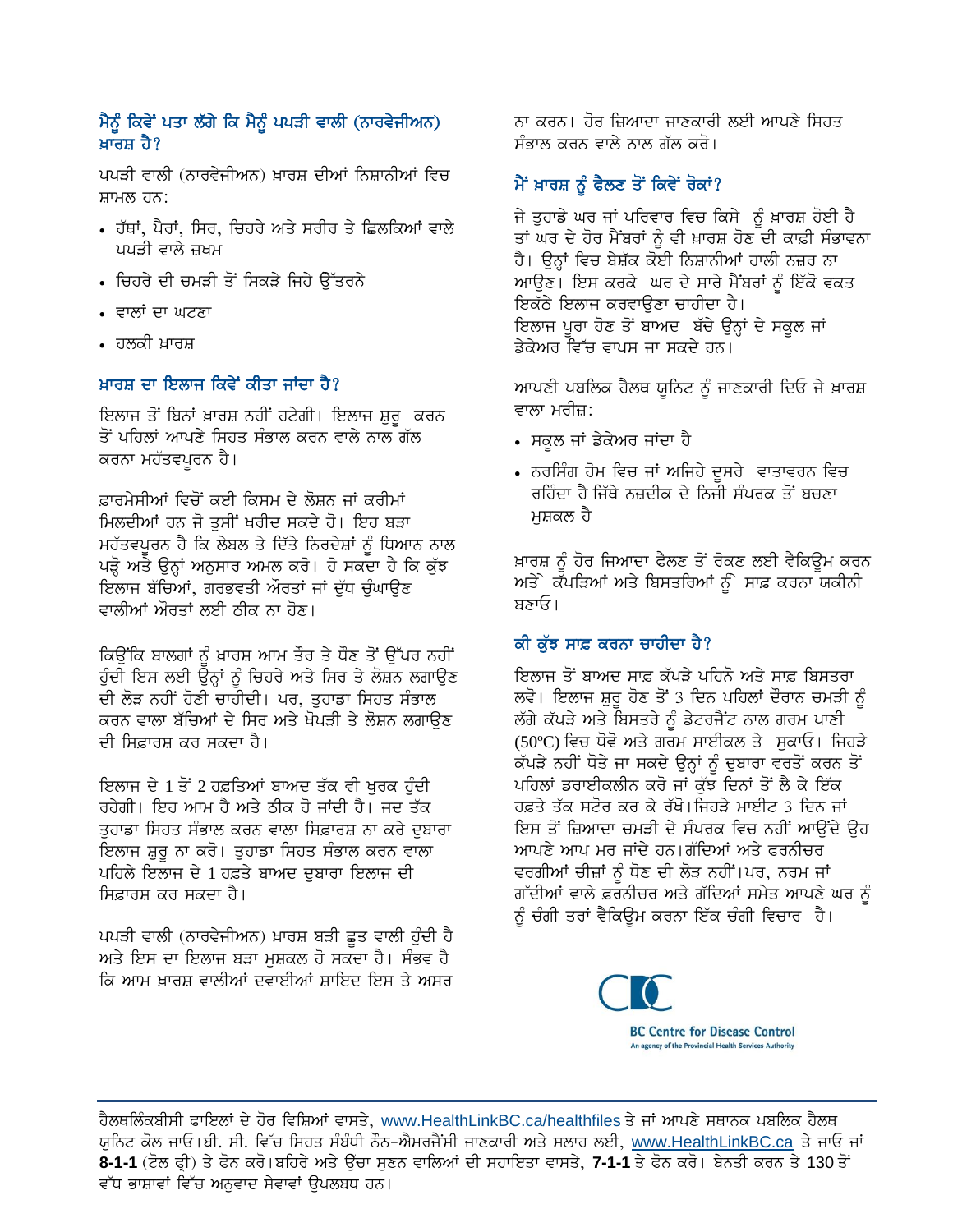## ਮੈਨੂੰ ਕਿਵੇਂ ਪਤਾ ਲੱਗੇ ਕਿ ਮੈਨੂੰ ਪਪੜੀ ਵਾਲੀ (ਨਾਰਵੇਜੀਅਨ) ਖ਼ਾਰਸ਼ ਹੈ?

ਪਪੜੀ ਵਾਲੀ (ਨਾਰਵੇਜੀਅਨ) ਖ਼ਾਰਸ਼ ਦੀਆਂ ਨਿਸ਼ਾਨੀਆਂ ਵਿਚ ਸ਼ਾਮਲ ਹਨ:

- ਹੱਥਾਂ, ਪੈਰਾਂ, ਸਿਰ, ਚਿਹਰੇ ਅਤੇ ਸਰੀਰ ਤੇ ਛਿਲਕਿਆਂ ਵਾਲੇ ਪਪੜੀ ਵਾਲੇ ਜ਼ਖਮ
- ਚਿਹਰੇ ਦੀ ਚਮੜੀ ਤੋਂ ਸਿਕੜੇ ਜਿਹੇ ਉੱਤਰਨੇ
- ਵਾਲਾਂ ਦਾ ਘਟਣਾ
- ਹਲਕੀ ਖ਼ਾਰਸ਼

## ਖ਼ਾਰਸ਼ ਦਾ ਇਲਾਜ ਕਿਵੇਂ ਕੀਤਾ ਜਾਂਦਾ ਹੈ?

ਇਲਾਜ ਤੋਂ ਬਿਨਾਂ ਖ਼ਾਰਸ਼ ਨਹੀਂ ਹਟੇਗੀ। ਇਲਾਜ ਸ਼ੁਰੂ ਕਰਨ ਤੋਂ ਪਹਿਲਾਂ ਆਪਣੇ ਸਿਹਤ ਸੰਭਾਲ ਕਰਨ ਵਾਲੇ ਨਾਲ ਗੱਲ ਕਰਨਾ ਮਹੱਤਵਪੂਰਨ ਹੈ।

ਫ਼ਾਰਮੇਸੀਆਂ ਵਿਚੋਂ ਕਈ ਕਿਸਮ ਦੇ ਲੋਸ਼ਨ ਜਾਂ ਕਰੀਮਾਂ ਮਿਲਦੀਆਂ ਹਨ ਜੋ ਤੁਸੀਂ ਖਰੀਦ ਸਕਦੇ ਹੋ। ਇਹ ਬੜਾ ਮਹੱਤਵਪੂਰਨ ਹੈ ਕਿ ਲੇਬਲ ਤੇ ਦਿੱਤੇ ਨਿਰਦੇਸ਼ਾਂ ਨੂੰ ਧਿਆਨ ਨਾਲ ਪੜ੍ਹੋ ਅਤੇ ਉਨ੍ਹਾਂ ਅਨੁਸਾਰ ਅਮਲ ਕਰੋ। ਹੋ ਸਕਦਾ ਹੈ ਕਿ ਕੁੱਝ ਇਲਾਜ ਬੱਚਿਆਂ, ਗਰਭਵਤੀ ਔਰਤਾਂ ਜਾਂ ਦੁੱਧ ਚੁੰਘਾਉਣ ਵਾਲੀਆਂ ਔਰਤਾਂ ਲਈ ਠੀਕ ਨਾ ਹੋਣ।

ਕਿਉਂਕਿ ਬਾਲਗਾਂ ਨੂੰ ਖ਼ਾਰਸ਼ ਆਮ ਤੌਰ ਤੇ ਧੌਣ ਤੋਂ ਉੱਪਰ ਨਹੀਂ ਹੁੰਦੀ ਇਸ ਲਈ ਉਨ੍ਹਾਂ ਨੂੰ ਚਿਹਰੇ ਅਤੇ ਸਿਰ ਤੇ ਲੋਸ਼ਨ ਲਗਾਉਣ ਦੀ ਲੋੜ ਨਹੀਂ ਹੋਣੀ ਚਾਹੀਦੀ। ਪਰ, ਤੁਹਾਡਾ ਸਿਹਤ ਸੰਭਾਲ ਕਰਨ ਵਾਲਾ ਬੱਚਿਆਂ ਦੇ ਸਿਰ ਅਤੇ ਖੋਪੜੀ ਤੇ ਲੋਸ਼ਨ ਲਗਾਉਣ ਦੀ ਸਿਫ਼ਾਰਸ਼ ਕਰ ਸਕਦਾ ਹੈ।

ਇਲਾਜ ਦੇ 1 ਤੋਂ 2 ਹਫ਼ਤਿਆਂ ਬਾਅਦ ਤੱਕ ਵੀ ਖੁਰਕ ਹੁੰਦੀ ਰਹੇਗੀ। ਇਹ ਆਮ ਹੈ ਅਤੇ ਠੀਕ ਹੋ ਜਾਂਦੀ ਹੈ। ਜਦ ਤੱਕ ਤੁਹਾਡਾ ਸਿਹਤ ਸੰਭਾਲ ਕਰਨ ਵਾਲਾ ਸਿਫ਼ਾਰਸ਼ ਨਾ ਕਰੇ ਦੁਬਾਰਾ ਇਲਾਜ ਸ਼ੁਰੂ ਨਾ ਕਰੋ। ਤੁਹਾਡਾ ਸਿਹਤ ਸੰਭਾਲ ਕਰਨ ਵਾਲਾ ਪਹਿਲੇ ਇਲਾਜ ਦੇ 1 ਹਫ਼ਤੇ ਬਾਅਦ ਦੁਬਾਰਾ ਇਲਾਜ ਦੀ ਸਿਫ਼ਾਰਸ਼ ਕਰ ਸਕਦਾ ਹੈ।

ਪਪੜੀ ਵਾਲੀ (ਨਾਰਵੇਜੀਅਨ) ਖ਼ਾਰਸ਼ ਬੜੀ ਛੂਤ ਵਾਲੀ ਹੁੰਦੀ ਹੈ ਅਤੇ ਇਸ ਦਾ ਇਲਾਜ ਬੜਾ ਮੁਸ਼ਕਲ ਹੋ ਸਕਦਾ ਹੈ। ਸੰਭਵ ਹੈ ਕਿ ਆਮ ਖ਼ਾਰਸ਼ ਵਾਲੀਆਂ ਦਵਾਈਆਂ ਸ਼ਾਇਦ ਇਸ ਤੇ ਅਸਰ ਨਾ ਕਰਨ। ਹੋਰ ਜ਼ਿਆਦਾ ਜਾਣਕਾਰੀ ਲਈ ਆਪਣੇ ਸਿਹਤ ਸੰਭਾਲ ਕਰਨ ਵਾਲੇ ਨਾਲ ਗੱਲ ਕਰੋ।

## ਮੈਂ ਖ਼ਾਰਸ਼ ਨੂੰ ਫੈਲਣ ਤੋਂ ਕਿਵੇਂ ਰੋਕਾਂ?

ਜੇ ਤੁਹਾਡੇ ਘਰ ਜਾਂ ਪਰਿਵਾਰ ਵਿਚ ਕਿਸੇ ਨੂੰ ਖ਼ਾਰਸ਼ ਹੋਈ ਹੈ ਤਾਂ ਘਰ ਦੇ ਹੋਰ ਮੈਂਬਰਾਂ ਨੂੰ ਵੀ ਖ਼ਾਰਸ਼ ਹੋਣ ਦੀ ਕਾਫ਼ੀ ਸੰਭਾਵਨਾ ਹੈ। ਉਨ੍ਹਾਂ ਵਿਚ ਬੇਸ਼ੱਕ ਕੋਈ ਨਿਸ਼ਾਨੀਆਂ ਹਾਲੀ ਨਜ਼ਰ ਨਾ ਆਉਣ। ਇਸ ਕਰਕੇ ਘਰ ਦੇ ਸਾਰੇ ਮੈਂਬਰਾਂ ਨੂੰ ਇੱਕੋ ਵਕਤ ਇਕੱਠੇ ਇਲਾਜ ਕਰਵਾਉਣਾ ਚਾਹੀਦਾ ਹੈ।
ਇਲਾਜ ਪੂਰਾ ਹੋਣ ਤੋਂ ਬਾਅਦ ਬੱਚੇ ਉਨ੍ਹਾਂ ਦੇ ਸਕੂਲ ਜਾਂ ਡੇਕੇਅਰ ਵਿੱਚ ਵਾਪਸ ਜਾ ਸਕਦੇ ਹਨ।

ਆਪਣੀ ਪਬਲਿਕ ਹੈਲਥ ਯੂਨਿਟ ਨੂੰ ਜਾਣਕਾਰੀ ਦਿਓ ਜੇ ਖ਼ਾਰਸ਼ ਵਾਲਾ ਮਰੀਜ਼:

- ਸਕੂਲ ਜਾਂ ਡੇਕੇਅਰ ਜਾਂਦਾ ਹੈ
- ਨਰਸਿੰਗ ਹੋਮ ਵਿਚ ਜਾਂ ਅਜਿਹੇ ਦੂਸਰੇ ਵਾਤਾਵਰਨ ਵਿਚ ਰਹਿੰਦਾ ਹੈ ਜਿੱਥੇ ਨਜ਼ਦੀਕ ਦੇ ਨਿਜੀ ਸੰਪਰਕ ਤੋਂ ਬਚਣਾ ਮੁਸ਼ਕਲ ਹੈ

ਖ਼ਾਰਸ਼ ਨੂੰ ਹੋਰ ਜਿਆਦਾ ਫੈਲਣ ਤੋਂ ਰੋਕਣ ਲਈ ਵੈਕਿਊਮ ਕਰਨ ਅਤੇ ਕੱਪੜਿਆਂ ਅਤੇ ਬਿਸਤਰਿਆਂ ਨੂੰ ਸਾਫ਼ ਕਰਨਾ ਯਕੀਨੀ ਬਣਾਓ।

## ਕੀ ਕੁੱਝ ਸਾਫ਼ ਕਰਨਾ ਚਾਹੀਦਾ ਹੈ?

ਇਲਾਜ ਤੋਂ ਬਾਅਦ ਸਾਫ਼ ਕੱਪੜੇ ਪਹਿਨੋ ਅਤੇ ਸਾਫ਼ ਬਿਸਤਰਾ ਲਵੋ। ਇਲਾਜ ਸ਼ੁਰੂ ਹੋਣ ਤੋਂ 3 ਦਿਨ ਪਹਿਲਾਂ ਦੌਰਾਨ ਚਮੜੀ ਨੂੰ ਲੱਗੇ ਕੱਪੜੇ ਅਤੇ ਬਿਸਤਰੇ ਨੂੰ ਡੇਟਰਜੈਂਟ ਨਾਲ ਗਰਮ ਪਾਣੀ (50ºC) ਵਿਚ ਧੋਵੋ ਅਤੇ ਗਰਮ ਸਾਈਕਲ ਤੇ ਸੁਕਾਓ। ਜਿਹੜੇ ਕੱਪੜੇ ਨਹੀਂ ਧੋਤੇ ਜਾ ਸਕਦੇ ਉਨ੍ਹਾਂ ਨੂੰ ਦੁਬਾਰਾ ਵਰਤੋਂ ਕਰਨ ਤੋਂ ਪਹਿਲਾਂ ਡਰਾਈਕਲੀਨ ਕਰੋ ਜਾਂ ਕੁੱਝ ਦਿਨਾਂ ਤੋਂ ਲੈ ਕੇ ਇੱਕ ਹਫ਼ਤੇ ਤੱਕ ਸਟੋਰ ਕਰ ਕੇ ਰੱਖੋ।ਜਿਹੜੇ ਮਾਈਟ 3 ਦਿਨ ਜਾਂ ਇਸ ਤੋਂ ਜ਼ਿਆਦਾ ਚਮੜੀ ਦੇ ਸੰਪਰਕ ਵਿਚ ਨਹੀਂ ਆਉਂਦੇ ਉਹ ਆਪਣੇ ਆਪ ਮਰ ਜਾਂਦੇ ਹਨ।ਗੱਦਿਆਂ ਅਤੇ ਫਰਨੀਚਰ ਵਰਗੀਆਂ ਚੀਜ਼ਾਂ ਨੂੰ ਧੋਣ ਦੀ ਲੋੜ ਨਹੀਂ।ਪਰ, ਨਰਮ ਜਾਂ ਗੱਦੀਆਂ ਵਾਲੇ ਫ਼ਰਨੀਚਰ ਅਤੇ ਗੱਦਿਆਂ ਸਮੇਤ ਆਪਣੇ ਘਰ ਨੂੰ ਨੂੰ ਚੰਗੀ ਤਰਾਂ ਵੈਕਿਊਮ ਕਰਨਾ ਇੱਕ ਚੰਗੀ ਵਿਚਾਰ ਹੈ।

BC Centre for Disease Control
An agency of the Provincial Health Services Authority

ਹੈਲਥਲਿੰਕਬੀਸੀ ਫਾਇਲਾਂ ਦੇ ਹੋਰ ਵਿਸ਼ਿਆਂ ਵਾਸਤੇ, www.HealthLinkBC.ca/healthfiles ਤੇ ਜਾਂ ਆਪਣੇ ਸਥਾਨਕ ਪਬਲਿਕ ਹੈਲਥ ਯੂਨਿਟ ਕੋਲ ਜਾਓ।ਬੀ. ਸੀ. ਵਿੱਚ ਸਿਹਤ ਸੰਬੰਧੀ ਨੌਨ-ਐਮਰਜੈਂਸੀ ਜਾਣਕਾਰੀ ਅਤੇ ਸਲਾਹ ਲਈ, www.HealthLinkBC.ca ਤੇ ਜਾਓ ਜਾਂ **8-1-1** (ਟੋਲ ਫ੍ਰੀ) ਤੇ ਫੋਨ ਕਰੋ।ਬਹਿਰੇ ਅਤੇ ਉੱਚਾ ਸੁਣਨ ਵਾਲਿਆਂ ਦੀ ਸਹਾਇਤਾ ਵਾਸਤੇ, **7-1-1** ਤੇ ਫੋਨ ਕਰੋ। ਬੇਨਤੀ ਕਰਨ ਤੇ 130 ਤੋਂ ਵੱਧ ਭਾਸ਼ਾਵਾਂ ਵਿੱਚ ਅਨੁਵਾਦ ਸੇਵਾਵਾਂ ਉਪਲਬਧ ਹਨ।